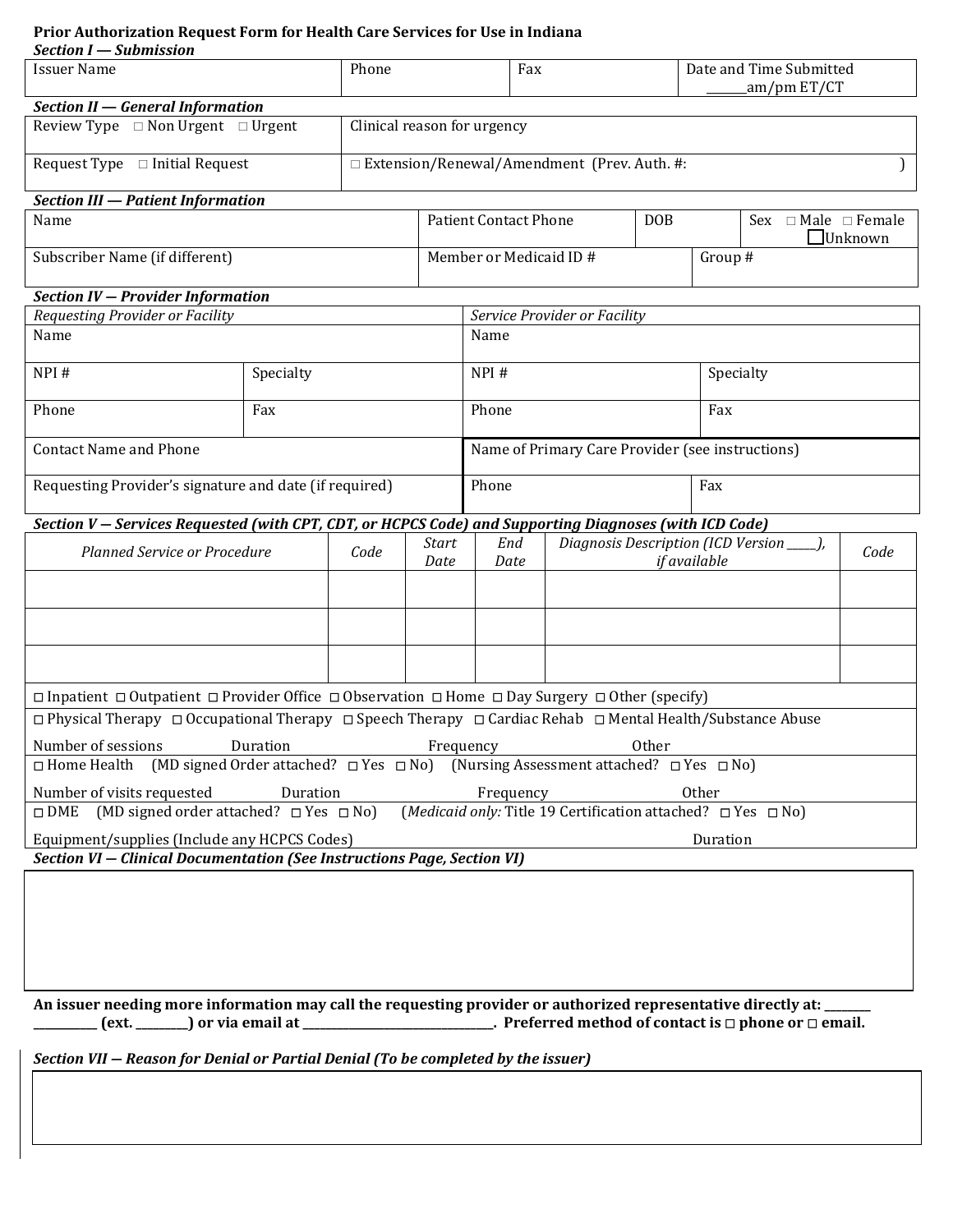**Prior Authorization Request Form for Health Care Services for Use in Indiana**

***Section I — Submission***

| Issuer Name | Phone | Fax | Date and Time Submitted ______am/pm ET/CT |
|---|---|---|---|

***Section II — General Information***

| Review Type □ Non Urgent □ Urgent | Clinical reason for urgency |
|---|---|
| Request Type □ Initial Request | □ Extension/Renewal/Amendment (Prev. Auth. #: ) |

***Section III — Patient Information***

| Name | Patient Contact Phone | DOB | Sex □ Male □ Female □ Unknown |
|---|---|---|---|
| Subscriber Name (if different) | Member or Medicaid ID # | Group # | |

***Section IV — Provider Information***

| *Requesting Provider or Facility* | | *Service Provider or Facility* | |
|---|---|---|---|
| Name | | Name | |
| NPI # | Specialty | NPI # | Specialty |
| Phone | Fax | Phone | Fax |
| Contact Name and Phone | | Name of Primary Care Provider (see instructions) | |
| Requesting Provider's signature and date (if required) | | Phone | Fax |

***Section V — Services Requested (with CPT, CDT, or HCPCS Code) and Supporting Diagnoses (with ICD Code)***

| *Planned Service or Procedure* | *Code* | *Start Date* | *End Date* | *Diagnosis Description (ICD Version _____), if available* | *Code* |
|---|---|---|---|---|---|
| | | | | | |
| | | | | | |
| | | | | | |

□ Inpatient □ Outpatient □ Provider Office □ Observation □ Home □ Day Surgery □ Other (specify)

□ Physical Therapy □ Occupational Therapy □ Speech Therapy □ Cardiac Rehab □ Mental Health/Substance Abuse

Number of sessions Duration Frequency Other

□ Home Health (MD signed Order attached? □ Yes □ No) (Nursing Assessment attached? □ Yes □ No)

Number of visits requested Duration Frequency Other

□ DME (MD signed order attached? □ Yes □ No) (*Medicaid only:* Title 19 Certification attached? □ Yes □ No)

Equipment/supplies (Include any HCPCS Codes) Duration

***Section VI — Clinical Documentation (See Instructions Page, Section VI)***

**An issuer needing more information may call the requesting provider or authorized representative directly at: ________ __________ (ext. ________) or via email at ______________________________. Preferred method of contact is □ phone or □ email.**

***Section VII — Reason for Denial or Partial Denial (To be completed by the issuer)***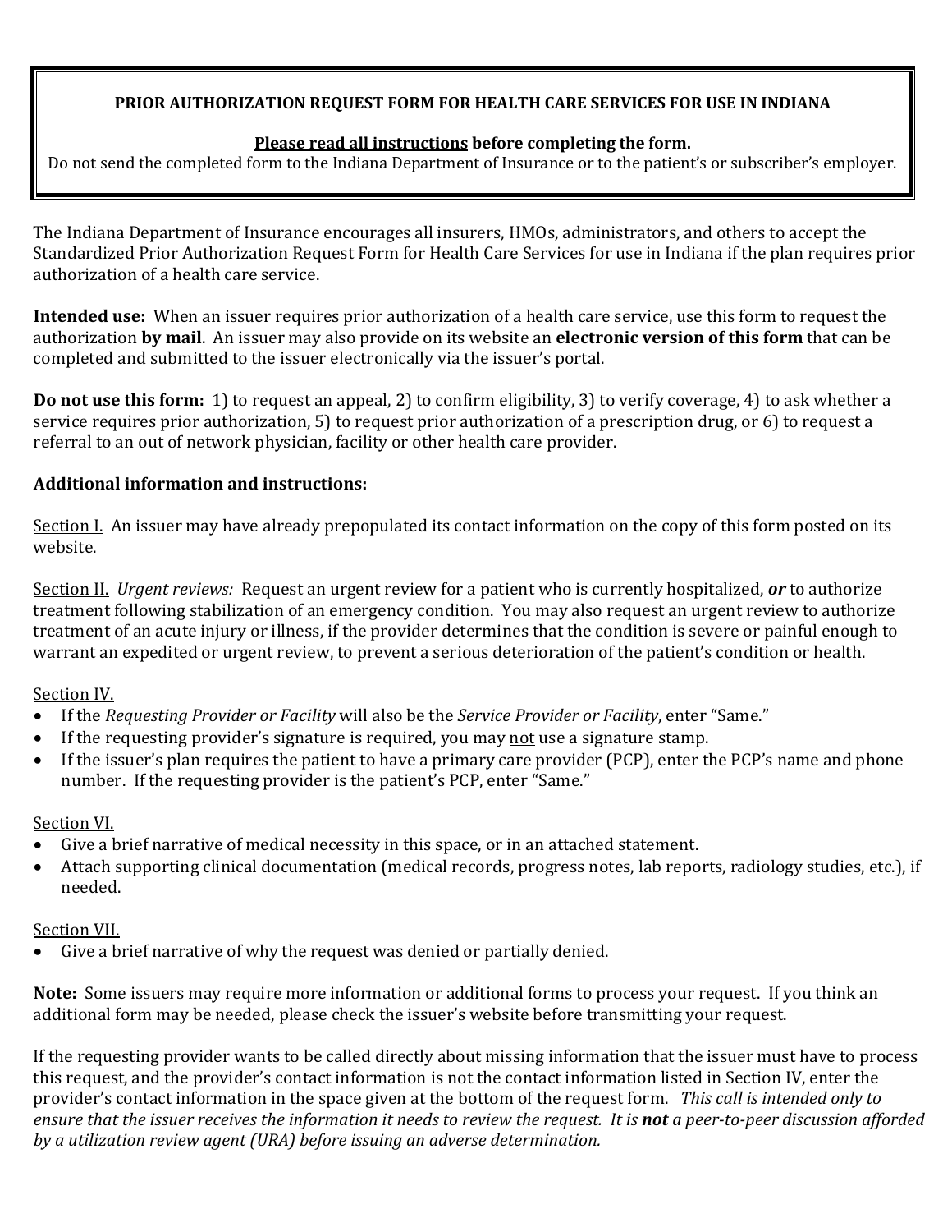**PRIOR AUTHORIZATION REQUEST FORM FOR HEALTH CARE SERVICES FOR USE IN INDIANA**

**Please read all instructions before completing the form.**

Do not send the completed form to the Indiana Department of Insurance or to the patient's or subscriber's employer.

The Indiana Department of Insurance encourages all insurers, HMOs, administrators, and others to accept the Standardized Prior Authorization Request Form for Health Care Services for use in Indiana if the plan requires prior authorization of a health care service.

**Intended use:** When an issuer requires prior authorization of a health care service, use this form to request the authorization **by mail**. An issuer may also provide on its website an **electronic version of this form** that can be completed and submitted to the issuer electronically via the issuer's portal.

**Do not use this form:** 1) to request an appeal, 2) to confirm eligibility, 3) to verify coverage, 4) to ask whether a service requires prior authorization, 5) to request prior authorization of a prescription drug, or 6) to request a referral to an out of network physician, facility or other health care provider.

**Additional information and instructions:**

Section I. An issuer may have already prepopulated its contact information on the copy of this form posted on its website.

Section II. *Urgent reviews:* Request an urgent review for a patient who is currently hospitalized, ***or*** to authorize treatment following stabilization of an emergency condition. You may also request an urgent review to authorize treatment of an acute injury or illness, if the provider determines that the condition is severe or painful enough to warrant an expedited or urgent review, to prevent a serious deterioration of the patient's condition or health.

Section IV.

- If the *Requesting Provider or Facility* will also be the *Service Provider or Facility*, enter "Same."
- If the requesting provider's signature is required, you may not use a signature stamp.
- If the issuer's plan requires the patient to have a primary care provider (PCP), enter the PCP's name and phone number. If the requesting provider is the patient's PCP, enter "Same."

Section VI.

- Give a brief narrative of medical necessity in this space, or in an attached statement.
- Attach supporting clinical documentation (medical records, progress notes, lab reports, radiology studies, etc.), if needed.

Section VII.

- Give a brief narrative of why the request was denied or partially denied.

**Note:** Some issuers may require more information or additional forms to process your request. If you think an additional form may be needed, please check the issuer's website before transmitting your request.

If the requesting provider wants to be called directly about missing information that the issuer must have to process this request, and the provider's contact information is not the contact information listed in Section IV, enter the provider's contact information in the space given at the bottom of the request form. *This call is intended only to ensure that the issuer receives the information it needs to review the request. It is **not** a peer-to-peer discussion afforded by a utilization review agent (URA) before issuing an adverse determination.*